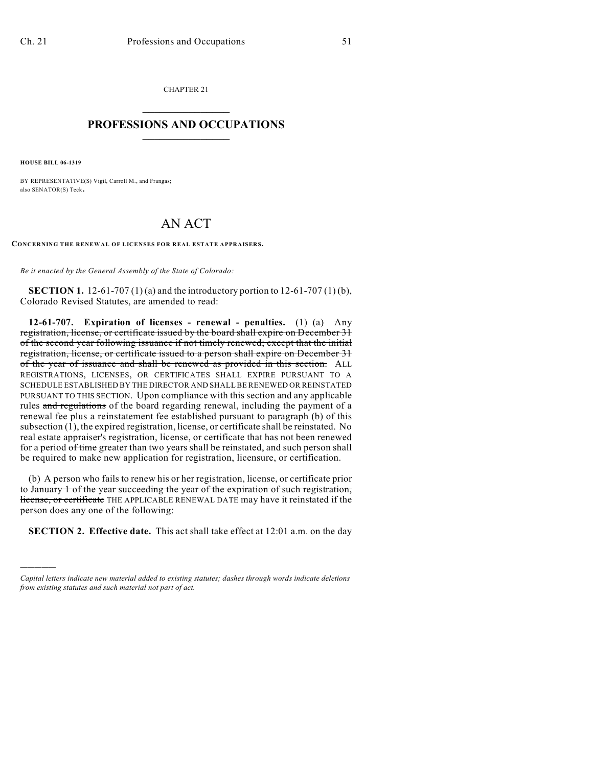CHAPTER 21

# PROFESSIONS AND OCCUPATIONS

**HOUSE BILL 06-1319**

BY REPRESENTATIVE(S) Vigil, Carroll M., and Frangas;
also SENATOR(S) Teck.

# AN ACT

**CONCERNING THE RENEWAL OF LICENSES FOR REAL ESTATE APPRAISERS.**

*Be it enacted by the General Assembly of the State of Colorado:*

**SECTION 1.** 12-61-707 (1) (a) and the introductory portion to 12-61-707 (1) (b), Colorado Revised Statutes, are amended to read:

**12-61-707. Expiration of licenses - renewal - penalties.** (1) (a) ~~Any registration, license, or certificate issued by the board shall expire on December 31 of the second year following issuance if not timely renewed; except that the initial registration, license, or certificate issued to a person shall expire on December 31 of the year of issuance and shall be renewed as provided in this section.~~ ALL REGISTRATIONS, LICENSES, OR CERTIFICATES SHALL EXPIRE PURSUANT TO A SCHEDULE ESTABLISHED BY THE DIRECTOR AND SHALL BE RENEWED OR REINSTATED PURSUANT TO THIS SECTION. Upon compliance with this section and any applicable rules ~~and regulations~~ of the board regarding renewal, including the payment of a renewal fee plus a reinstatement fee established pursuant to paragraph (b) of this subsection (1), the expired registration, license, or certificate shall be reinstated. No real estate appraiser's registration, license, or certificate that has not been renewed for a period ~~of time~~ greater than two years shall be reinstated, and such person shall be required to make new application for registration, licensure, or certification.

(b) A person who fails to renew his or her registration, license, or certificate prior to ~~January 1 of the year succeeding the year of the expiration of such registration, license, or certificate~~ THE APPLICABLE RENEWAL DATE may have it reinstated if the person does any one of the following:

**SECTION 2. Effective date.** This act shall take effect at 12:01 a.m. on the day

---

*Capital letters indicate new material added to existing statutes; dashes through words indicate deletions from existing statutes and such material not part of act.*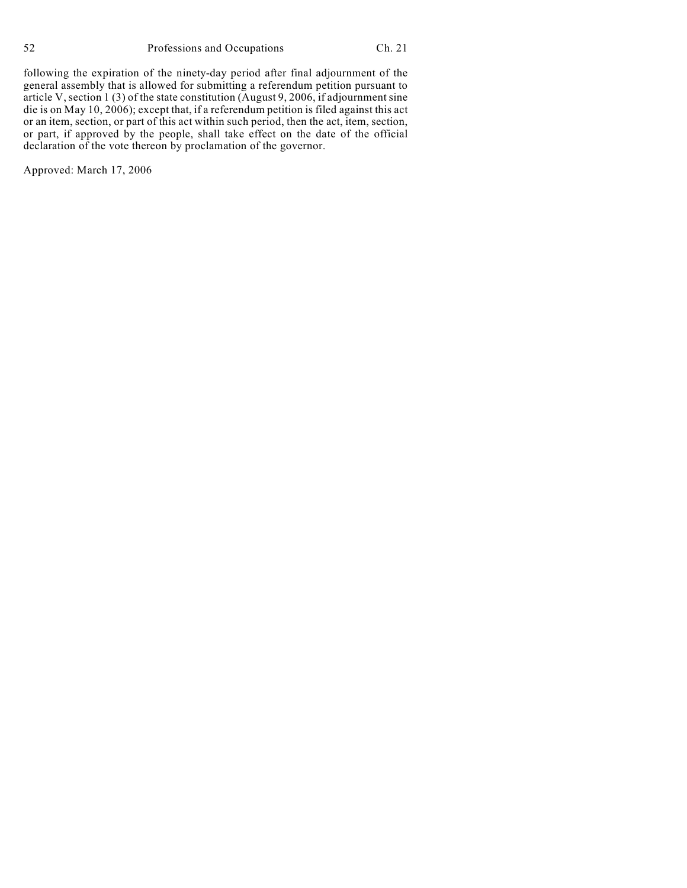following the expiration of the ninety-day period after final adjournment of the general assembly that is allowed for submitting a referendum petition pursuant to article V, section 1 (3) of the state constitution (August 9, 2006, if adjournment sine die is on May 10, 2006); except that, if a referendum petition is filed against this act or an item, section, or part of this act within such period, then the act, item, section, or part, if approved by the people, shall take effect on the date of the official declaration of the vote thereon by proclamation of the governor.

Approved: March 17, 2006